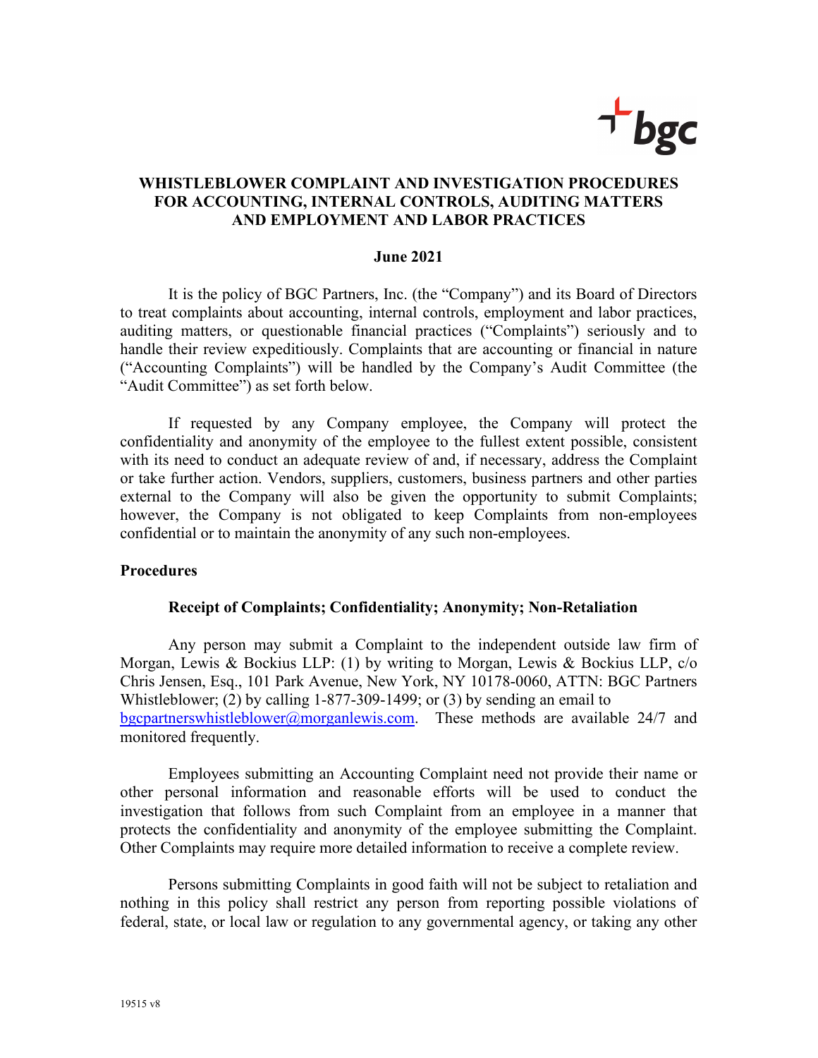# WHISTLEBLOWER COMPLAINT AND INVESTIGATION PROCEDURES FOR ACCOUNTING, INTERNAL CONTROLS, AUDITING MATTERS AND EMPLOYMENT AND LABOR PRACTICES

**June 2021**

It is the policy of BGC Partners, Inc. (the "Company") and its Board of Directors to treat complaints about accounting, internal controls, employment and labor practices, auditing matters, or questionable financial practices ("Complaints") seriously and to handle their review expeditiously. Complaints that are accounting or financial in nature ("Accounting Complaints") will be handled by the Company's Audit Committee (the "Audit Committee") as set forth below.

If requested by any Company employee, the Company will protect the confidentiality and anonymity of the employee to the fullest extent possible, consistent with its need to conduct an adequate review of and, if necessary, address the Complaint or take further action. Vendors, suppliers, customers, business partners and other parties external to the Company will also be given the opportunity to submit Complaints; however, the Company is not obligated to keep Complaints from non-employees confidential or to maintain the anonymity of any such non-employees.

## Procedures

### Receipt of Complaints; Confidentiality; Anonymity; Non-Retaliation

Any person may submit a Complaint to the independent outside law firm of Morgan, Lewis & Bockius LLP: (1) by writing to Morgan, Lewis & Bockius LLP, c/o Chris Jensen, Esq., 101 Park Avenue, New York, NY 10178-0060, ATTN: BGC Partners Whistleblower; (2) by calling 1-877-309-1499; or (3) by sending an email to bgcpartnerswhistleblower@morganlewis.com. These methods are available 24/7 and monitored frequently.

Employees submitting an Accounting Complaint need not provide their name or other personal information and reasonable efforts will be used to conduct the investigation that follows from such Complaint from an employee in a manner that protects the confidentiality and anonymity of the employee submitting the Complaint. Other Complaints may require more detailed information to receive a complete review.

Persons submitting Complaints in good faith will not be subject to retaliation and nothing in this policy shall restrict any person from reporting possible violations of federal, state, or local law or regulation to any governmental agency, or taking any other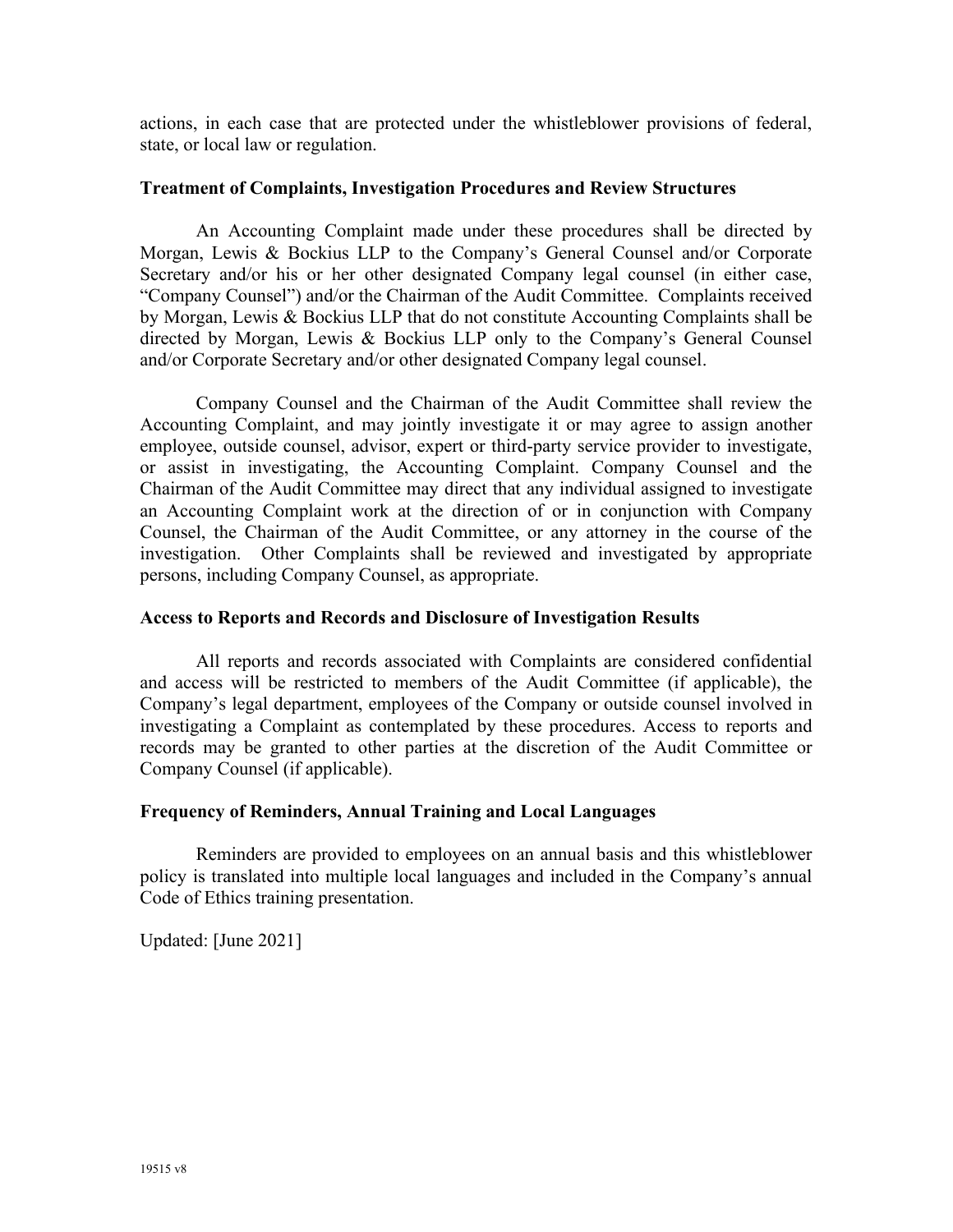actions, in each case that are protected under the whistleblower provisions of federal, state, or local law or regulation.

**Treatment of Complaints, Investigation Procedures and Review Structures**

An Accounting Complaint made under these procedures shall be directed by Morgan, Lewis & Bockius LLP to the Company's General Counsel and/or Corporate Secretary and/or his or her other designated Company legal counsel (in either case, "Company Counsel") and/or the Chairman of the Audit Committee. Complaints received by Morgan, Lewis & Bockius LLP that do not constitute Accounting Complaints shall be directed by Morgan, Lewis & Bockius LLP only to the Company's General Counsel and/or Corporate Secretary and/or other designated Company legal counsel.

Company Counsel and the Chairman of the Audit Committee shall review the Accounting Complaint, and may jointly investigate it or may agree to assign another employee, outside counsel, advisor, expert or third-party service provider to investigate, or assist in investigating, the Accounting Complaint. Company Counsel and the Chairman of the Audit Committee may direct that any individual assigned to investigate an Accounting Complaint work at the direction of or in conjunction with Company Counsel, the Chairman of the Audit Committee, or any attorney in the course of the investigation. Other Complaints shall be reviewed and investigated by appropriate persons, including Company Counsel, as appropriate.

**Access to Reports and Records and Disclosure of Investigation Results**

All reports and records associated with Complaints are considered confidential and access will be restricted to members of the Audit Committee (if applicable), the Company's legal department, employees of the Company or outside counsel involved in investigating a Complaint as contemplated by these procedures. Access to reports and records may be granted to other parties at the discretion of the Audit Committee or Company Counsel (if applicable).

**Frequency of Reminders, Annual Training and Local Languages**

Reminders are provided to employees on an annual basis and this whistleblower policy is translated into multiple local languages and included in the Company's annual Code of Ethics training presentation.

Updated: [June 2021]

19515 v8